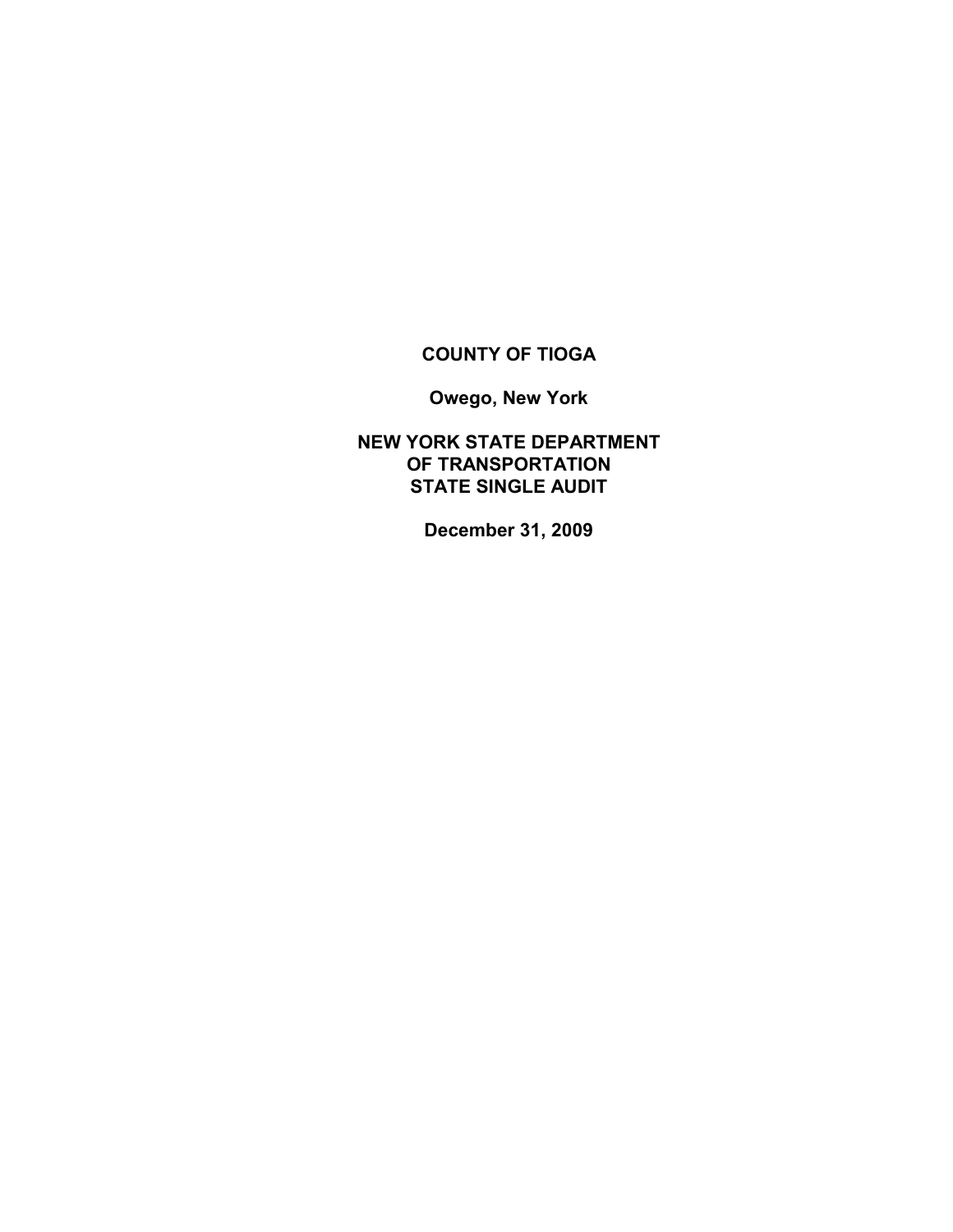**COUNTY OF TIOGA**

**Owego, New York**

**NEW YORK STATE DEPARTMENT**
**OF TRANSPORTATION**
**STATE SINGLE AUDIT**

**December 31, 2009**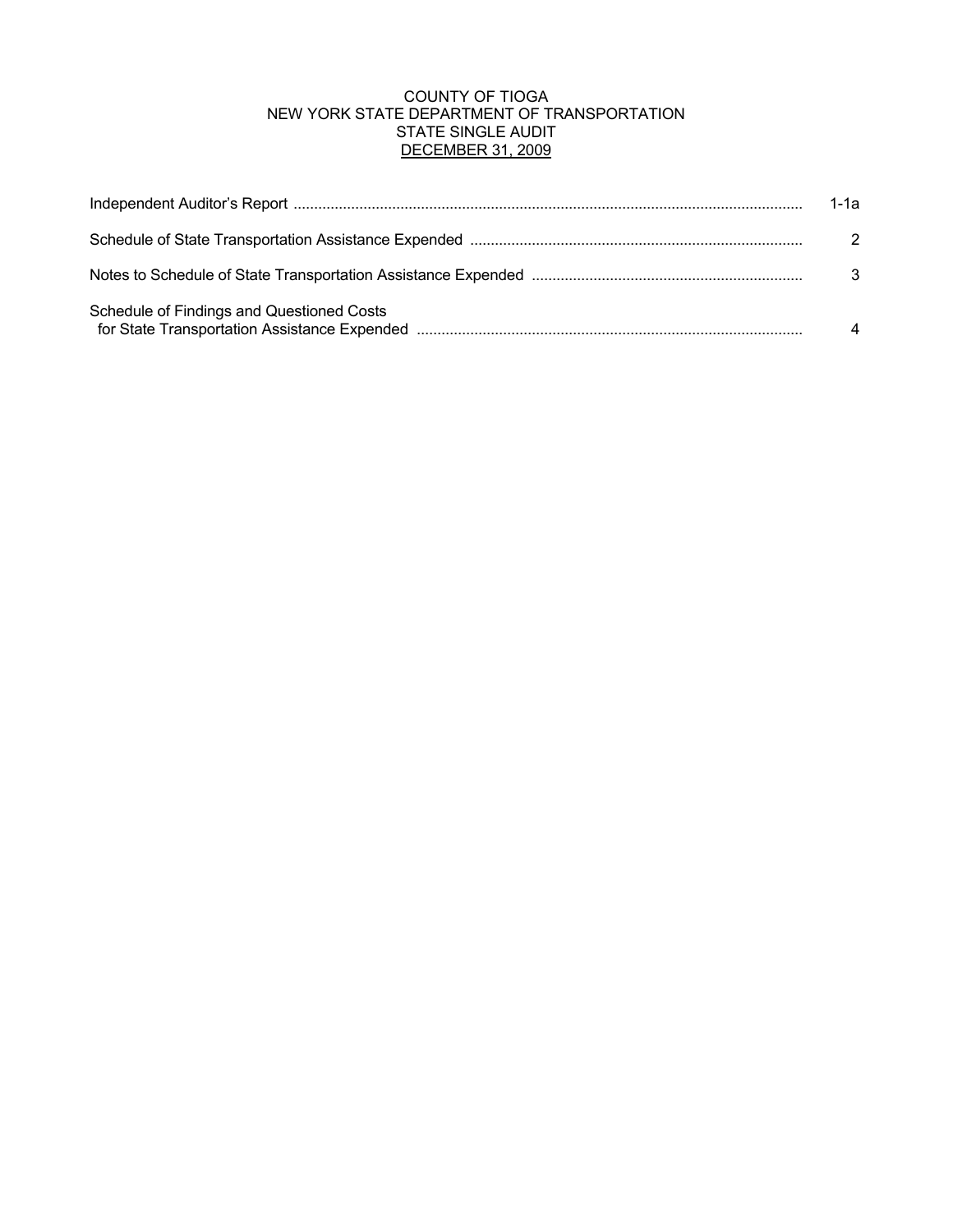# COUNTY OF TIOGA
## NEW YORK STATE DEPARTMENT OF TRANSPORTATION
## STATE SINGLE AUDIT
## DECEMBER 31, 2009

| | |
|---|---|
| Independent Auditor's Report | 1-1a |
| Schedule of State Transportation Assistance Expended | 2 |
| Notes to Schedule of State Transportation Assistance Expended | 3 |
| Schedule of Findings and Questioned Costs for State Transportation Assistance Expended | 4 |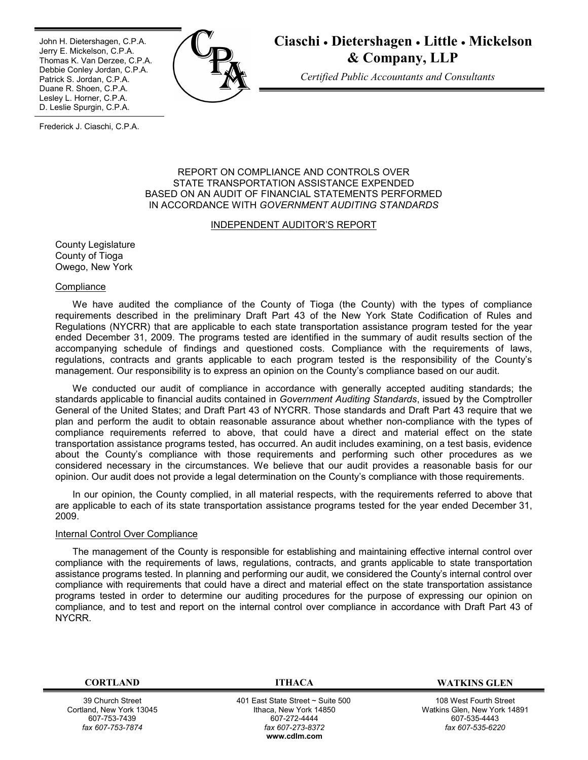John H. Dietershagen, C.P.A.
Jerry E. Mickelson, C.P.A.
Thomas K. Van Derzee, C.P.A.
Debbie Conley Jordan, C.P.A.
Patrick S. Jordan, C.P.A.
Duane R. Shoen, C.P.A.
Lesley L. Horner, C.P.A.
D. Leslie Spurgin, C.P.A.

Frederick J. Ciaschi, C.P.A.

**Ciaschi • Dietershagen • Little • Mickelson & Company, LLP**

*Certified Public Accountants and Consultants*

REPORT ON COMPLIANCE AND CONTROLS OVER
STATE TRANSPORTATION ASSISTANCE EXPENDED
BASED ON AN AUDIT OF FINANCIAL STATEMENTS PERFORMED
IN ACCORDANCE WITH *GOVERNMENT AUDITING STANDARDS*

INDEPENDENT AUDITOR'S REPORT

County Legislature
County of Tioga
Owego, New York

Compliance

We have audited the compliance of the County of Tioga (the County) with the types of compliance requirements described in the preliminary Draft Part 43 of the New York State Codification of Rules and Regulations (NYCRR) that are applicable to each state transportation assistance program tested for the year ended December 31, 2009. The programs tested are identified in the summary of audit results section of the accompanying schedule of findings and questioned costs. Compliance with the requirements of laws, regulations, contracts and grants applicable to each program tested is the responsibility of the County's management. Our responsibility is to express an opinion on the County's compliance based on our audit.

We conducted our audit of compliance in accordance with generally accepted auditing standards; the standards applicable to financial audits contained in *Government Auditing Standards*, issued by the Comptroller General of the United States; and Draft Part 43 of NYCRR. Those standards and Draft Part 43 require that we plan and perform the audit to obtain reasonable assurance about whether non-compliance with the types of compliance requirements referred to above, that could have a direct and material effect on the state transportation assistance programs tested, has occurred. An audit includes examining, on a test basis, evidence about the County's compliance with those requirements and performing such other procedures as we considered necessary in the circumstances. We believe that our audit provides a reasonable basis for our opinion. Our audit does not provide a legal determination on the County's compliance with those requirements.

In our opinion, the County complied, in all material respects, with the requirements referred to above that are applicable to each of its state transportation assistance programs tested for the year ended December 31, 2009.

Internal Control Over Compliance

The management of the County is responsible for establishing and maintaining effective internal control over compliance with the requirements of laws, regulations, contracts, and grants applicable to state transportation assistance programs tested. In planning and performing our audit, we considered the County's internal control over compliance with requirements that could have a direct and material effect on the state transportation assistance programs tested in order to determine our auditing procedures for the purpose of expressing our opinion on compliance, and to test and report on the internal control over compliance in accordance with Draft Part 43 of NYCRR.

| CORTLAND | ITHACA | WATKINS GLEN |
|---|---|---|
| 39 Church Street<br>Cortland, New York 13045<br>607-753-7439<br>*fax 607-753-7874* | 401 East State Street ~ Suite 500<br>Ithaca, New York 14850<br>607-272-4444<br>*fax 607-273-8372*<br>**www.cdlm.com** | 108 West Fourth Street<br>Watkins Glen, New York 14891<br>607-535-4443<br>*fax 607-535-6220* |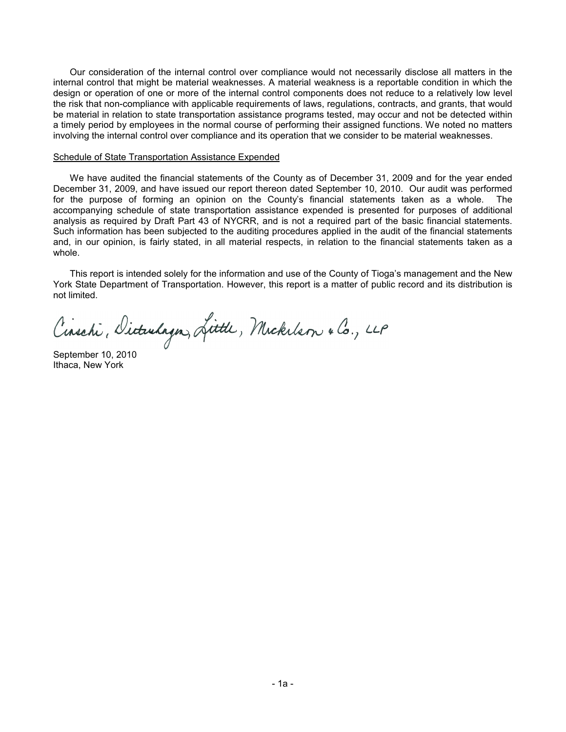Our consideration of the internal control over compliance would not necessarily disclose all matters in the internal control that might be material weaknesses. A material weakness is a reportable condition in which the design or operation of one or more of the internal control components does not reduce to a relatively low level the risk that non-compliance with applicable requirements of laws, regulations, contracts, and grants, that would be material in relation to state transportation assistance programs tested, may occur and not be detected within a timely period by employees in the normal course of performing their assigned functions. We noted no matters involving the internal control over compliance and its operation that we consider to be material weaknesses.

Schedule of State Transportation Assistance Expended

We have audited the financial statements of the County as of December 31, 2009 and for the year ended December 31, 2009, and have issued our report thereon dated September 10, 2010. Our audit was performed for the purpose of forming an opinion on the County's financial statements taken as a whole. The accompanying schedule of state transportation assistance expended is presented for purposes of additional analysis as required by Draft Part 43 of NYCRR, and is not a required part of the basic financial statements. Such information has been subjected to the auditing procedures applied in the audit of the financial statements and, in our opinion, is fairly stated, in all material respects, in relation to the financial statements taken as a whole.

This report is intended solely for the information and use of the County of Tioga's management and the New York State Department of Transportation. However, this report is a matter of public record and its distribution is not limited.

Ciaschi, Dietershagen, Little, Mickelson & Co., LLP

September 10, 2010
Ithaca, New York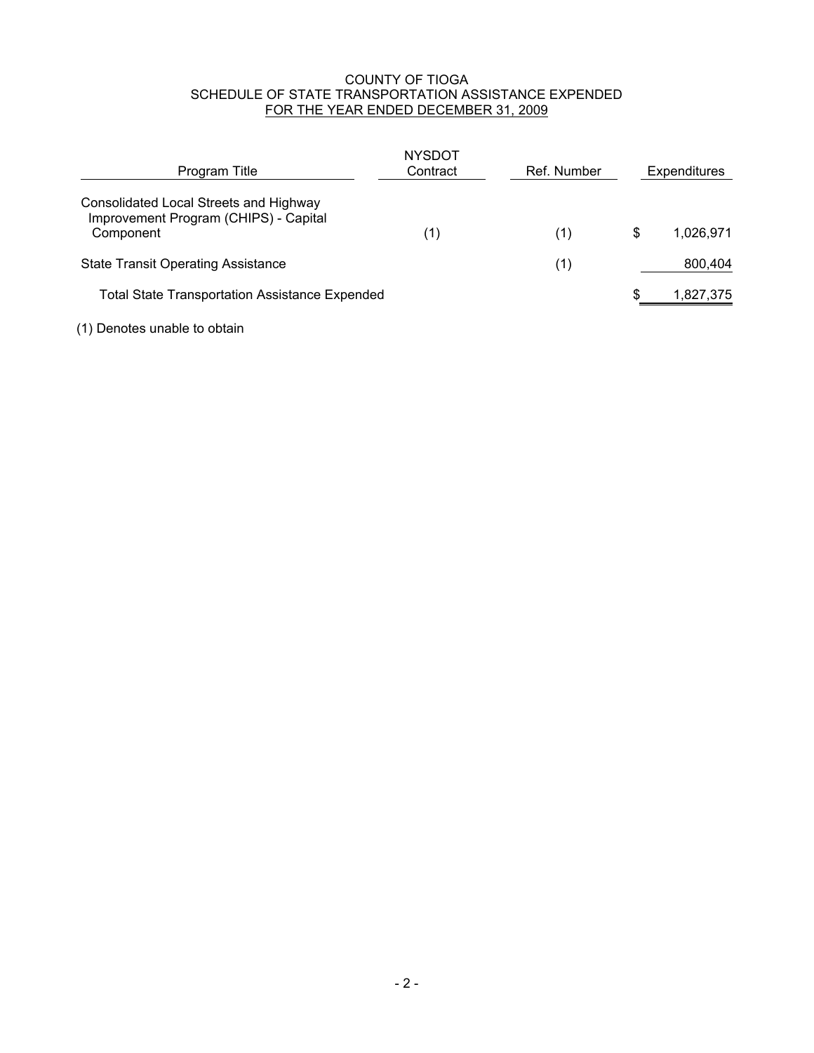# COUNTY OF TIOGA
## SCHEDULE OF STATE TRANSPORTATION ASSISTANCE EXPENDED
### FOR THE YEAR ENDED DECEMBER 31, 2009

| Program Title | NYSDOT Contract | Ref. Number | Expenditures |
|---|---|---|---|
| Consolidated Local Streets and Highway Improvement Program (CHIPS) - Capital Component | (1) | (1) | $ 1,026,971 |
| State Transit Operating Assistance | | (1) | 800,404 |
| Total State Transportation Assistance Expended | | | $ 1,827,375 |

(1) Denotes unable to obtain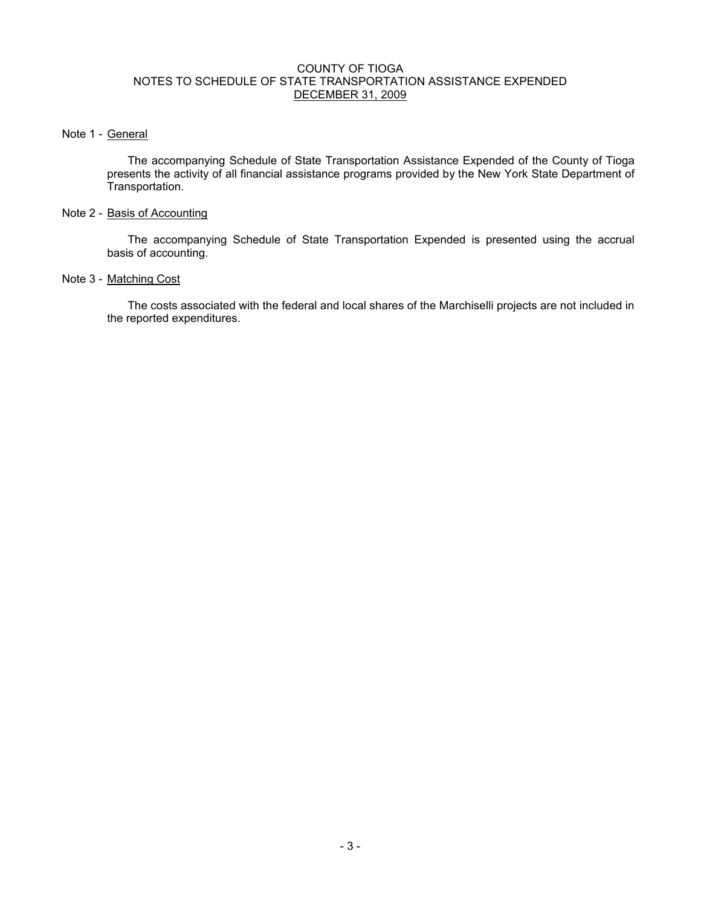# COUNTY OF TIOGA
## NOTES TO SCHEDULE OF STATE TRANSPORTATION ASSISTANCE EXPENDED
## DECEMBER 31, 2009

Note 1 - General

The accompanying Schedule of State Transportation Assistance Expended of the County of Tioga presents the activity of all financial assistance programs provided by the New York State Department of Transportation.

Note 2 - Basis of Accounting

The accompanying Schedule of State Transportation Expended is presented using the accrual basis of accounting.

Note 3 - Matching Cost

The costs associated with the federal and local shares of the Marchiselli projects are not included in the reported expenditures.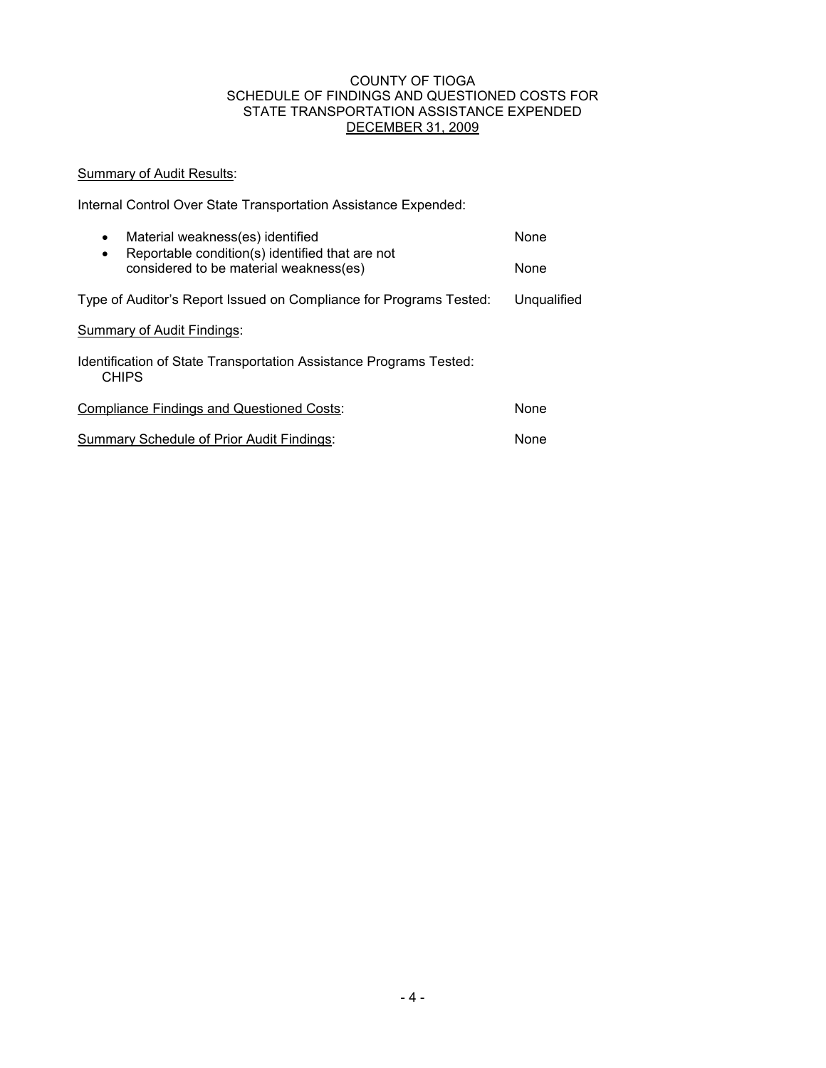# COUNTY OF TIOGA
## SCHEDULE OF FINDINGS AND QUESTIONED COSTS FOR STATE TRANSPORTATION ASSISTANCE EXPENDED
## DECEMBER 31, 2009

Summary of Audit Results:

Internal Control Over State Transportation Assistance Expended:

| | |
|---|---|
| • Material weakness(es) identified | None |
| • Reportable condition(s) identified that are not considered to be material weakness(es) | None |

Type of Auditor's Report Issued on Compliance for Programs Tested: Unqualified

Summary of Audit Findings:

Identification of State Transportation Assistance Programs Tested:
CHIPS

Compliance Findings and Questioned Costs: None

Summary Schedule of Prior Audit Findings: None